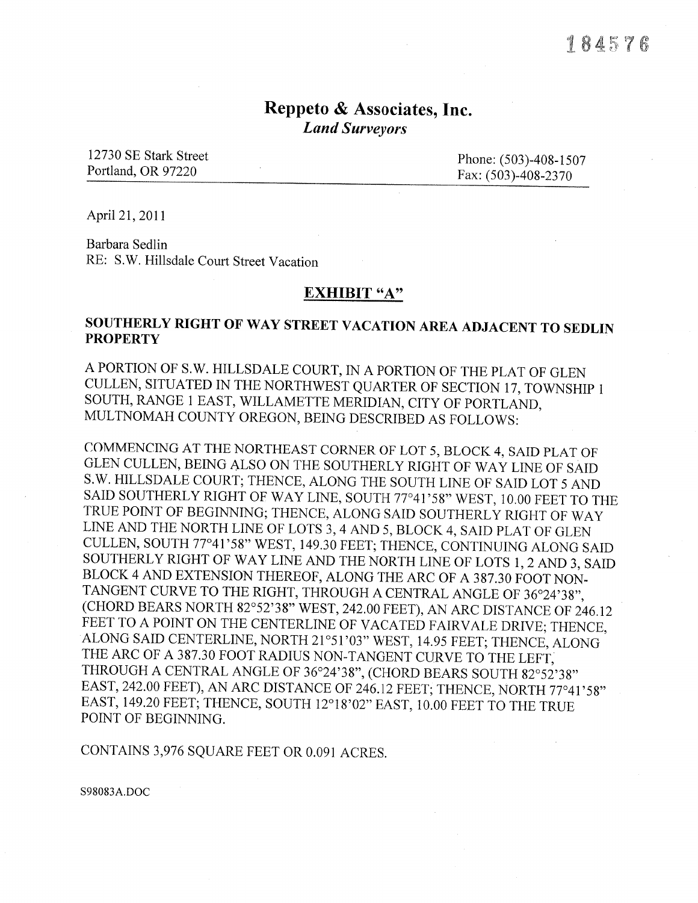184576

# Reppeto & Associates, Inc.

*Land Surveyors*

12730 SE Stark Street
Portland, OR 97220

Phone: (503)-408-1507
Fax: (503)-408-2370

April 21, 2011

Barbara Sedlin
RE: S.W. Hillsdale Court Street Vacation

## EXHIBIT "A"

### SOUTHERLY RIGHT OF WAY STREET VACATION AREA ADJACENT TO SEDLIN PROPERTY

A PORTION OF S.W. HILLSDALE COURT, IN A PORTION OF THE PLAT OF GLEN CULLEN, SITUATED IN THE NORTHWEST QUARTER OF SECTION 17, TOWNSHIP 1 SOUTH, RANGE 1 EAST, WILLAMETTE MERIDIAN, CITY OF PORTLAND, MULTNOMAH COUNTY OREGON, BEING DESCRIBED AS FOLLOWS:

COMMENCING AT THE NORTHEAST CORNER OF LOT 5, BLOCK 4, SAID PLAT OF GLEN CULLEN, BEING ALSO ON THE SOUTHERLY RIGHT OF WAY LINE OF SAID S.W. HILLSDALE COURT; THENCE, ALONG THE SOUTH LINE OF SAID LOT 5 AND SAID SOUTHERLY RIGHT OF WAY LINE, SOUTH 77°41'58" WEST, 10.00 FEET TO THE TRUE POINT OF BEGINNING; THENCE, ALONG SAID SOUTHERLY RIGHT OF WAY LINE AND THE NORTH LINE OF LOTS 3, 4 AND 5, BLOCK 4, SAID PLAT OF GLEN CULLEN, SOUTH 77°41'58" WEST, 149.30 FEET; THENCE, CONTINUING ALONG SAID SOUTHERLY RIGHT OF WAY LINE AND THE NORTH LINE OF LOTS 1, 2 AND 3, SAID BLOCK 4 AND EXTENSION THEREOF, ALONG THE ARC OF A 387.30 FOOT NON-TANGENT CURVE TO THE RIGHT, THROUGH A CENTRAL ANGLE OF 36°24'38", (CHORD BEARS NORTH 82°52'38" WEST, 242.00 FEET), AN ARC DISTANCE OF 246.12 FEET TO A POINT ON THE CENTERLINE OF VACATED FAIRVALE DRIVE; THENCE, ALONG SAID CENTERLINE, NORTH 21°51'03" WEST, 14.95 FEET; THENCE, ALONG THE ARC OF A 387.30 FOOT RADIUS NON-TANGENT CURVE TO THE LEFT, THROUGH A CENTRAL ANGLE OF 36°24'38", (CHORD BEARS SOUTH 82°52'38" EAST, 242.00 FEET), AN ARC DISTANCE OF 246.12 FEET; THENCE, NORTH 77°41'58" EAST, 149.20 FEET; THENCE, SOUTH 12°18'02" EAST, 10.00 FEET TO THE TRUE POINT OF BEGINNING.

CONTAINS 3,976 SQUARE FEET OR 0.091 ACRES.

S98083A.DOC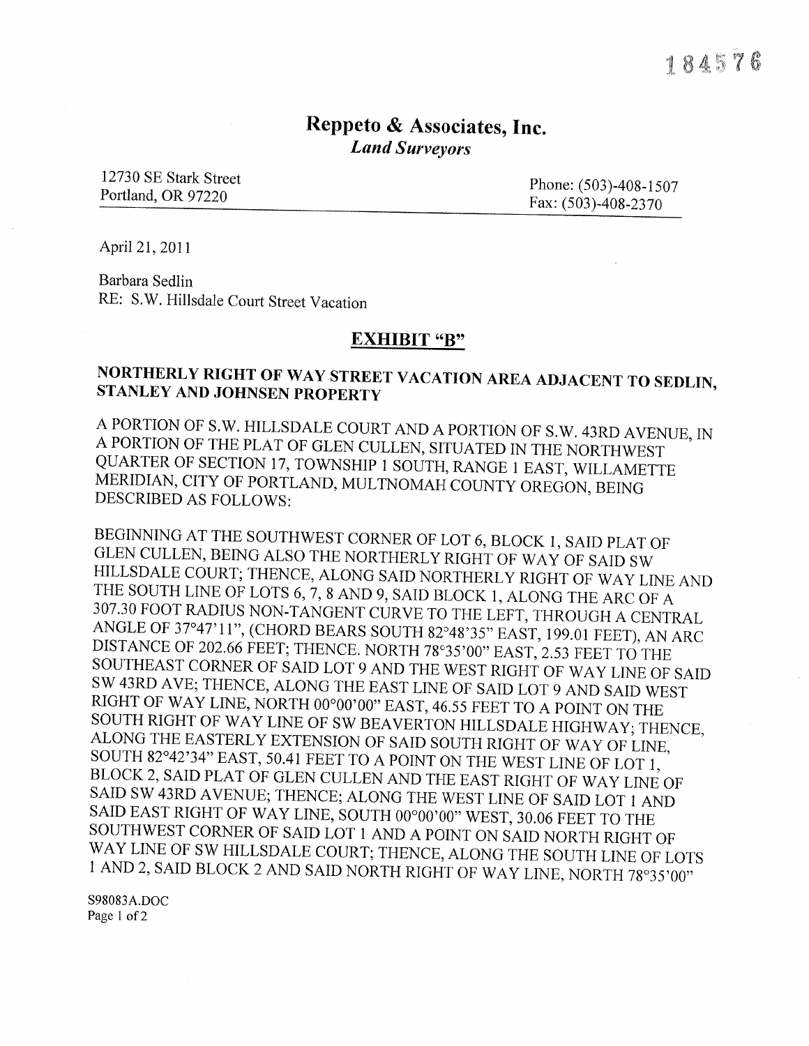184576

# Reppeto & Associates, Inc.

*Land Surveyors*

12730 SE Stark Street
Portland, OR 97220

Phone: (503)-408-1507
Fax: (503)-408-2370

April 21, 2011

Barbara Sedlin
RE: S.W. Hillsdale Court Street Vacation

## EXHIBIT "B"

### NORTHERLY RIGHT OF WAY STREET VACATION AREA ADJACENT TO SEDLIN, STANLEY AND JOHNSEN PROPERTY

A PORTION OF S.W. HILLSDALE COURT AND A PORTION OF S.W. 43RD AVENUE, IN A PORTION OF THE PLAT OF GLEN CULLEN, SITUATED IN THE NORTHWEST QUARTER OF SECTION 17, TOWNSHIP 1 SOUTH, RANGE 1 EAST, WILLAMETTE MERIDIAN, CITY OF PORTLAND, MULTNOMAH COUNTY OREGON, BEING DESCRIBED AS FOLLOWS:

BEGINNING AT THE SOUTHWEST CORNER OF LOT 6, BLOCK 1, SAID PLAT OF GLEN CULLEN, BEING ALSO THE NORTHERLY RIGHT OF WAY OF SAID SW HILLSDALE COURT; THENCE, ALONG SAID NORTHERLY RIGHT OF WAY LINE AND THE SOUTH LINE OF LOTS 6, 7, 8 AND 9, SAID BLOCK 1, ALONG THE ARC OF A 307.30 FOOT RADIUS NON-TANGENT CURVE TO THE LEFT, THROUGH A CENTRAL ANGLE OF 37°47'11", (CHORD BEARS SOUTH 82°48'35" EAST, 199.01 FEET), AN ARC DISTANCE OF 202.66 FEET; THENCE. NORTH 78°35'00" EAST, 2.53 FEET TO THE SOUTHEAST CORNER OF SAID LOT 9 AND THE WEST RIGHT OF WAY LINE OF SAID SW 43RD AVE; THENCE, ALONG THE EAST LINE OF SAID LOT 9 AND SAID WEST RIGHT OF WAY LINE, NORTH 00°00'00" EAST, 46.55 FEET TO A POINT ON THE SOUTH RIGHT OF WAY LINE OF SW BEAVERTON HILLSDALE HIGHWAY; THENCE, ALONG THE EASTERLY EXTENSION OF SAID SOUTH RIGHT OF WAY OF LINE, SOUTH 82°42'34" EAST, 50.41 FEET TO A POINT ON THE WEST LINE OF LOT 1, BLOCK 2, SAID PLAT OF GLEN CULLEN AND THE EAST RIGHT OF WAY LINE OF SAID SW 43RD AVENUE; THENCE; ALONG THE WEST LINE OF SAID LOT 1 AND SAID EAST RIGHT OF WAY LINE, SOUTH 00°00'00" WEST, 30.06 FEET TO THE SOUTHWEST CORNER OF SAID LOT 1 AND A POINT ON SAID NORTH RIGHT OF WAY LINE OF SW HILLSDALE COURT; THENCE, ALONG THE SOUTH LINE OF LOTS 1 AND 2, SAID BLOCK 2 AND SAID NORTH RIGHT OF WAY LINE, NORTH 78°35'00"

S98083A.DOC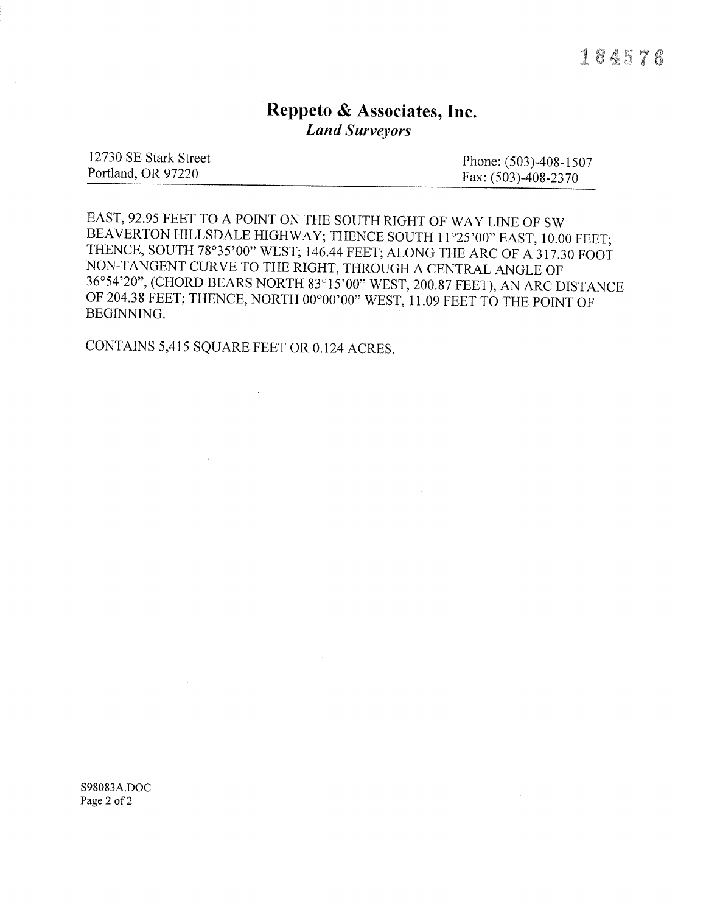184576

## Reppeto & Associates, Inc.

*Land Surveyors*

12730 SE Stark Street
Portland, OR 97220

Phone: (503)-408-1507
Fax: (503)-408-2370

EAST, 92.95 FEET TO A POINT ON THE SOUTH RIGHT OF WAY LINE OF SW BEAVERTON HILLSDALE HIGHWAY; THENCE SOUTH 11°25'00" EAST, 10.00 FEET; THENCE, SOUTH 78°35'00" WEST; 146.44 FEET; ALONG THE ARC OF A 317.30 FOOT NON-TANGENT CURVE TO THE RIGHT, THROUGH A CENTRAL ANGLE OF 36°54'20", (CHORD BEARS NORTH 83°15'00" WEST, 200.87 FEET), AN ARC DISTANCE OF 204.38 FEET; THENCE, NORTH 00°00'00" WEST, 11.09 FEET TO THE POINT OF BEGINNING.

CONTAINS 5,415 SQUARE FEET OR 0.124 ACRES.

S98083A.DOC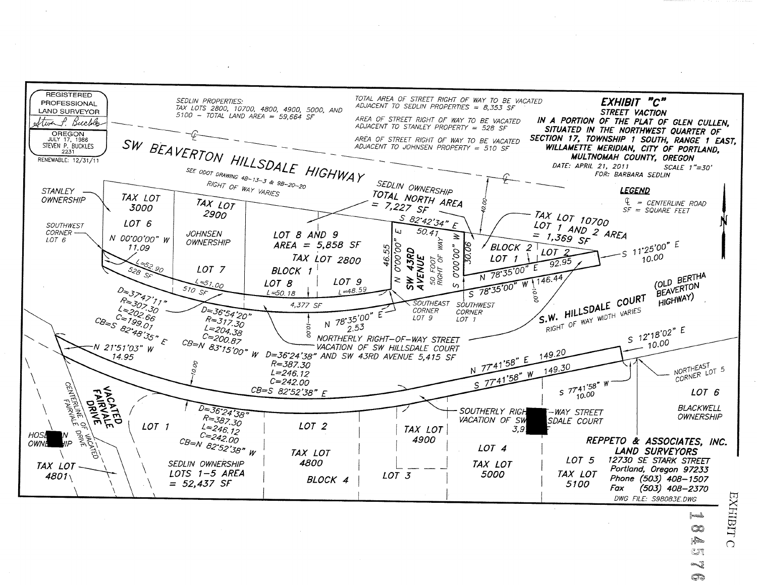REGISTERED PROFESSIONAL LAND SURVEYOR

OREGON
JULY 17, 1986
STEVEN P. BUCKLES
2231

RENEWABLE: 12/31/11

SEDLIN PROPERTIES:
TAX LOTS 2800, 10700, 4800, 4900, 5000, AND 5100 – TOTAL LAND AREA = 59,664 SF

TOTAL AREA OF STREET RIGHT OF WAY TO BE VACATED ADJACENT TO SEDLIN PROPERTIES = 8,353 SF

AREA OF STREET RIGHT OF WAY TO BE VACATED ADJACENT TO STANLEY PROPERTY = 528 SF

AREA OF STREET RIGHT OF WAY TO BE VACATED ADJACENT TO JOHNSEN PROPERTY = 510 SF

# EXHIBIT "C"

## STREET VACTION

**IN A PORTION OF THE PLAT OF GLEN CULLEN, SITUATED IN THE NORTHWEST QUARTER OF SECTION 17, TOWNSHIP 1 SOUTH, RANGE 1 EAST, WILLAMETTE MERIDIAN, CITY OF PORTLAND, MULTNOMAH COUNTY, OREGON**

DATE: APRIL 21, 2011 SCALE 1"=30'

FOR: BARBARA SEDLIN

**LEGEND**

℄ = CENTERLINE ROAD

SF = SQUARE FEET

N

SW BEAVERTON HILLSDALE HIGHWAY

SEE ODOT DRAWING 4B-13-3 & 9B-20-20

RIGHT OF WAY VARIES

STANLEY OWNERSHIP

TAX LOT 3000

LOT 6

SOUTHWEST CORNER LOT 6

N 00°00'00" W 11.09

L=52.90

528 SF

TAX LOT 2900

JOHNSEN OWNERSHIP

LOT 7

L=51.00

510 SF

SEDLIN OWNERSHIP TOTAL NORTH AREA = 7,227 SF

LOT 8 AND 9 AREA = 5,858 SF

TAX LOT 2800

BLOCK 1

LOT 8

L=50.18

LOT 9

L=48.59

4,377 SF

S 82°42'34" E 50.41

N 0°00'00" E 46.55

SW 43RD AVENUE

50 FOOT RIGHT OF WAY

S 0°00'00" W 30.06

40.00

TAX LOT 10700 LOT 1 AND 2 AREA = 1,369 SF

BLOCK 2

LOT 1

LOT 2

N 78°35'00" E 92.95

S 11°25'00" E 10.00

S 78°35'00" W 146.44

10.00

SOUTHEAST CORNER LOT 9

SOUTHWEST CORNER LOT 1

N 78°35'00" E 2.53

10.00

D=37°47'11"
R=307.30
L=202.66
C=199.01
CB=S 82°48'35" E

D=36°54'20"
R=317.30
L=204.38
C=200.87
CB=N 83°15'00" W

NORTHERLY RIGHT-OF-WAY STREET VACATION OF SW HILLSDALE COURT AND SW 43RD AVENUE 5,415 SF

S.W. HILLSDALE COURT

RIGHT OF WAY WIDTH VARIES

(OLD BERTHA BEAVERTON HIGHWAY)

N 21°51'03" W 14.95

10.00

D=36°24'38"
R=387.30
L=246.12
C=242.00
CB=S 82°52'38" E

N 77°41'58" E 149.20

S 77°41'58" W 149.30

S 12°18'02" E 10.00

S 77°41'58" W 10.00

NORTHEAST CORNER LOT 5

VACATED FAIRVALE DRIVE

CENTERLINE OF VACATED FAIRVALE DRIVE

D=36°24'38"
R=387.30
L=246.12
C=242.00
CB=N 82°52'38" W

SOUTHERLY RIGH[redacted]-WAY STREET VACATION OF SW[redacted]SDALE COURT 3,9[redacted]

HOSE[redacted]N OWNE[redacted]IP

TAX LOT 4801

LOT 1

SEDLIN OWNERSHIP LOTS 1-5 AREA = 52,437 SF

LOT 2

TAX LOT 4800

BLOCK 4

TAX LOT 4900

LOT 3

LOT 4

TAX LOT 5000

LOT 5

TAX LOT 5100

LOT 6

BLACKWELL OWNERSHIP

**REPPETO & ASSOCIATES, INC.**
**LAND SURVEYORS**
12730 SE STARK STREET
Portland, Oregon 97233
Phone (503) 408-1507
Fax (503) 408-2370

DWG FILE: S98083E.DWG

EXHIBIT C

184576